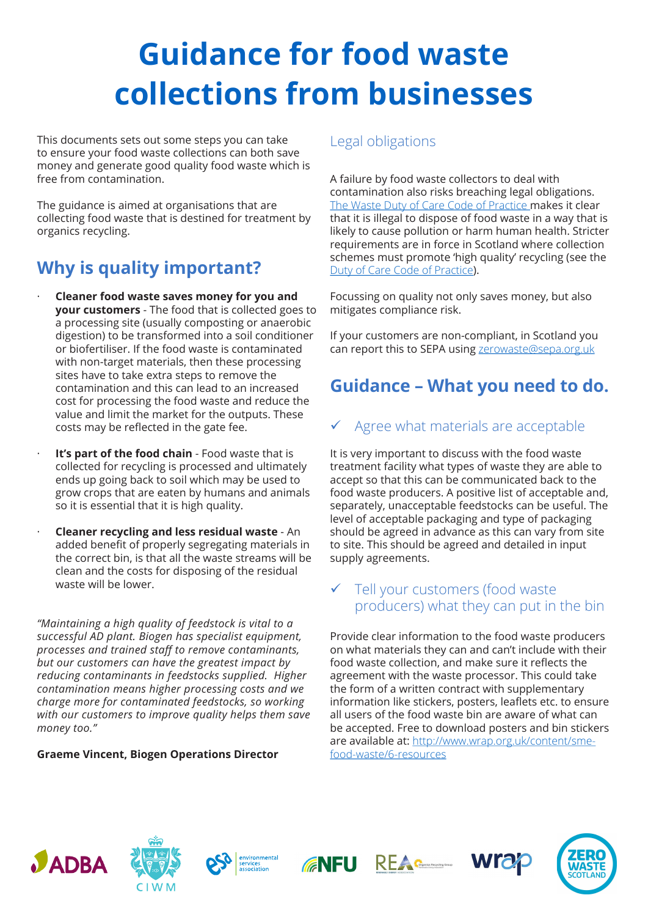# Guidance for food waste collections from businesses

This documents sets out some steps you can take to ensure your food waste collections can both save money and generate good quality food waste which is free from contamination.

The guidance is aimed at organisations that are collecting food waste that is destined for treatment by organics recycling.

## Why is quality important?

- **Cleaner food waste saves money for you and your customers** - The food that is collected goes to a processing site (usually composting or anaerobic digestion) to be transformed into a soil conditioner or biofertiliser. If the food waste is contaminated with non-target materials, then these processing sites have to take extra steps to remove the contamination and this can lead to an increased cost for processing the food waste and reduce the value and limit the market for the outputs. These costs may be reflected in the gate fee.
- **It's part of the food chain** - Food waste that is collected for recycling is processed and ultimately ends up going back to soil which may be used to grow crops that are eaten by humans and animals so it is essential that it is high quality.
- **Cleaner recycling and less residual waste** - An added benefit of properly segregating materials in the correct bin, is that all the waste streams will be clean and the costs for disposing of the residual waste will be lower.

*"Maintaining a high quality of feedstock is vital to a successful AD plant. Biogen has specialist equipment, processes and trained staff to remove contaminants, but our customers can have the greatest impact by reducing contaminants in feedstocks supplied. Higher contamination means higher processing costs and we charge more for contaminated feedstocks, so working with our customers to improve quality helps them save money too."*

**Graeme Vincent, Biogen Operations Director**

### Legal obligations

A failure by food waste collectors to deal with contamination also risks breaching legal obligations. The Waste Duty of Care Code of Practice makes it clear that it is illegal to dispose of food waste in a way that is likely to cause pollution or harm human health. Stricter requirements are in force in Scotland where collection schemes must promote 'high quality' recycling (see the Duty of Care Code of Practice).

Focussing on quality not only saves money, but also mitigates compliance risk.

If your customers are non-compliant, in Scotland you can report this to SEPA using zerowaste@sepa.org.uk

## Guidance – What you need to do.

### ✓ Agree what materials are acceptable

It is very important to discuss with the food waste treatment facility what types of waste they are able to accept so that this can be communicated back to the food waste producers. A positive list of acceptable and, separately, unacceptable feedstocks can be useful. The level of acceptable packaging and type of packaging should be agreed in advance as this can vary from site to site. This should be agreed and detailed in input supply agreements.

### ✓ Tell your customers (food waste producers) what they can put in the bin

Provide clear information to the food waste producers on what materials they can and can't include with their food waste collection, and make sure it reflects the agreement with the waste processor. This could take the form of a written contract with supplementary information like stickers, posters, leaflets etc. to ensure all users of the food waste bin are aware of what can be accepted. Free to download posters and bin stickers are available at: http://www.wrap.org.uk/content/sme-food-waste/6-resources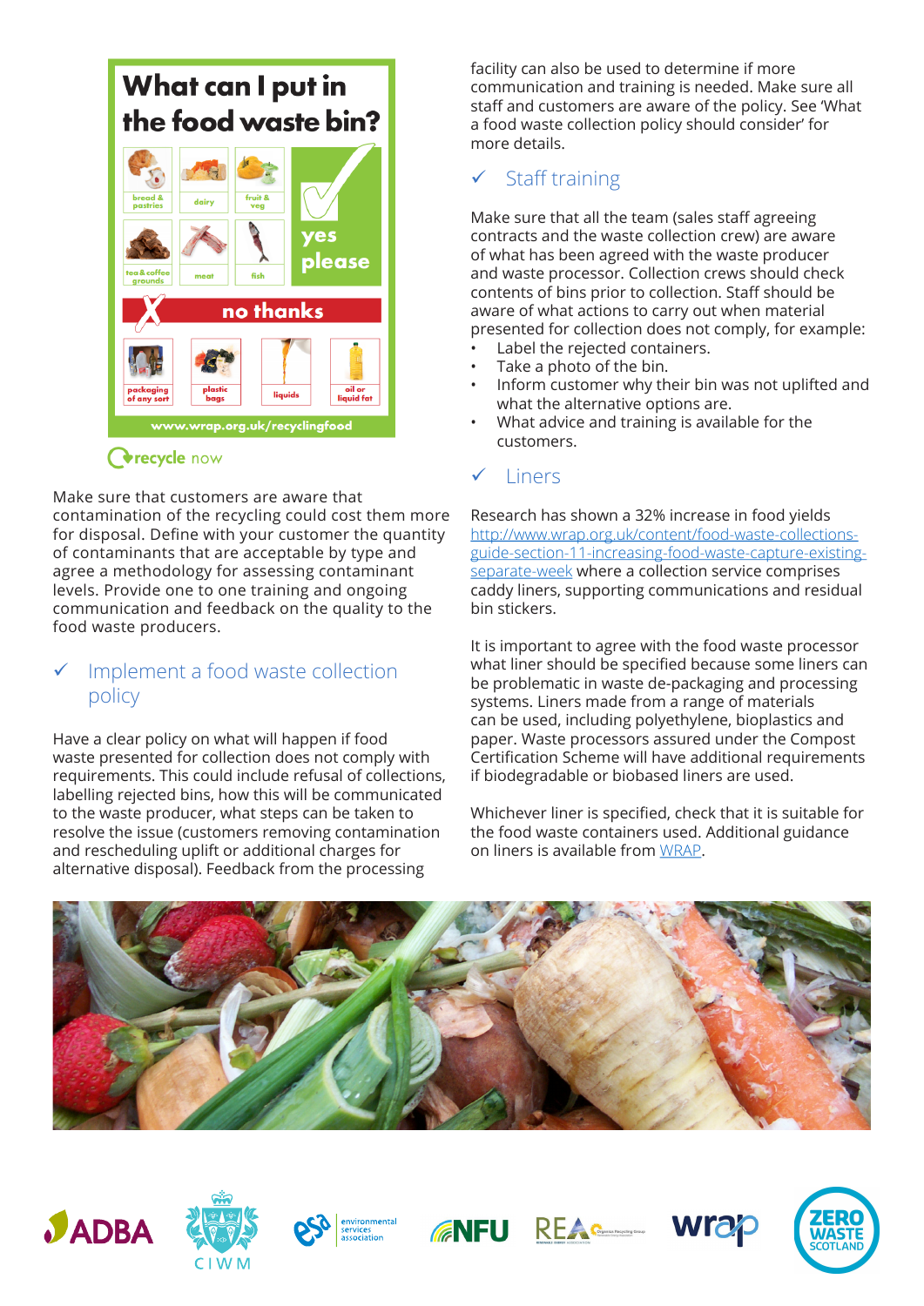# What can I put in the food waste bin?

bread & pastries

dairy

fruit & veg

tea & coffee grounds

meat

fish

yes please

no thanks

packaging of any sort

plastic bags

liquids

oil or liquid fat

www.wrap.org.uk/recyclingfood

recycle now

Make sure that customers are aware that contamination of the recycling could cost them more for disposal. Define with your customer the quantity of contaminants that are acceptable by type and agree a methodology for assessing contaminant levels. Provide one to one training and ongoing communication and feedback on the quality to the food waste producers.

## ✓ Implement a food waste collection policy

Have a clear policy on what will happen if food waste presented for collection does not comply with requirements. This could include refusal of collections, labelling rejected bins, how this will be communicated to the waste producer, what steps can be taken to resolve the issue (customers removing contamination and rescheduling uplift or additional charges for alternative disposal). Feedback from the processing facility can also be used to determine if more communication and training is needed. Make sure all staff and customers are aware of the policy. See 'What a food waste collection policy should consider' for more details.

## ✓ Staff training

Make sure that all the team (sales staff agreeing contracts and the waste collection crew) are aware of what has been agreed with the waste producer and waste processor. Collection crews should check contents of bins prior to collection. Staff should be aware of what actions to carry out when material presented for collection does not comply, for example:

- Label the rejected containers.
- Take a photo of the bin.
- Inform customer why their bin was not uplifted and what the alternative options are.
- What advice and training is available for the customers.

## ✓ Liners

Research has shown a 32% increase in food yields http://www.wrap.org.uk/content/food-waste-collections-guide-section-11-increasing-food-waste-capture-existing-separate-week where a collection service comprises caddy liners, supporting communications and residual bin stickers.

It is important to agree with the food waste processor what liner should be specified because some liners can be problematic in waste de-packaging and processing systems. Liners made from a range of materials can be used, including polyethylene, bioplastics and paper. Waste processors assured under the Compost Certification Scheme will have additional requirements if biodegradable or biobased liners are used.

Whichever liner is specified, check that it is suitable for the food waste containers used. Additional guidance on liners is available from WRAP.

ADBA | CIWM | esa environmental services association | NFU | REA | wrap | ZERO WASTE SCOTLAND